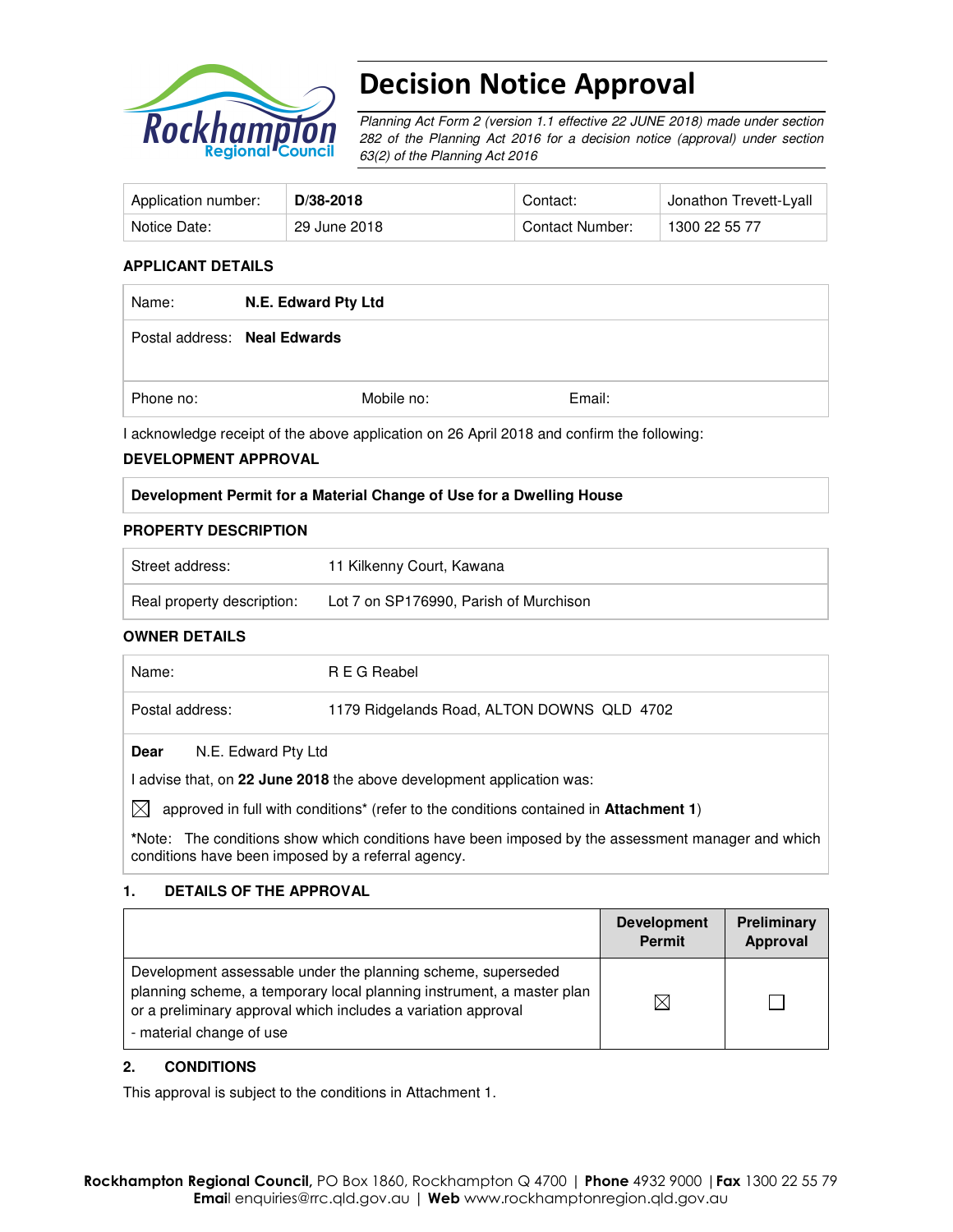# Decision Notice Approval

*Planning Act Form 2 (version 1.1 effective 22 JUNE 2018) made under section 282 of the Planning Act 2016 for a decision notice (approval) under section 63(2) of the Planning Act 2016*

| Application number: | **D/38-2018** | Contact: | Jonathon Trevett-Lyall |
|---|---|---|---|
| Notice Date: | 29 June 2018 | Contact Number: | 1300 22 55 77 |

## APPLICANT DETAILS

| | | |
|---|---|---|
| Name: **N.E. Edward Pty Ltd** | | |
| Postal address: **Neal Edwards** | | |
| Phone no: | Mobile no: | Email: |

I acknowledge receipt of the above application on 26 April 2018 and confirm the following:

## DEVELOPMENT APPROVAL

**Development Permit for a Material Change of Use for a Dwelling House**

## PROPERTY DESCRIPTION

| | |
|---|---|
| Street address: | 11 Kilkenny Court, Kawana |
| Real property description: | Lot 7 on SP176990, Parish of Murchison |

## OWNER DETAILS

| | |
|---|---|
| Name: | R E G Reabel |
| Postal address: | 1179 Ridgelands Road, ALTON DOWNS QLD 4702 |

**Dear** N.E. Edward Pty Ltd

I advise that, on **22 June 2018** the above development application was:

☒ approved in full with conditions* (refer to the conditions contained in **Attachment 1**)

*Note: The conditions show which conditions have been imposed by the assessment manager and which conditions have been imposed by a referral agency.

## 1. DETAILS OF THE APPROVAL

| | Development Permit | Preliminary Approval |
|---|---|---|
| Development assessable under the planning scheme, superseded planning scheme, a temporary local planning instrument, a master plan or a preliminary approval which includes a variation approval<br>- material change of use | ☒ | ☐ |

## 2. CONDITIONS

This approval is subject to the conditions in Attachment 1.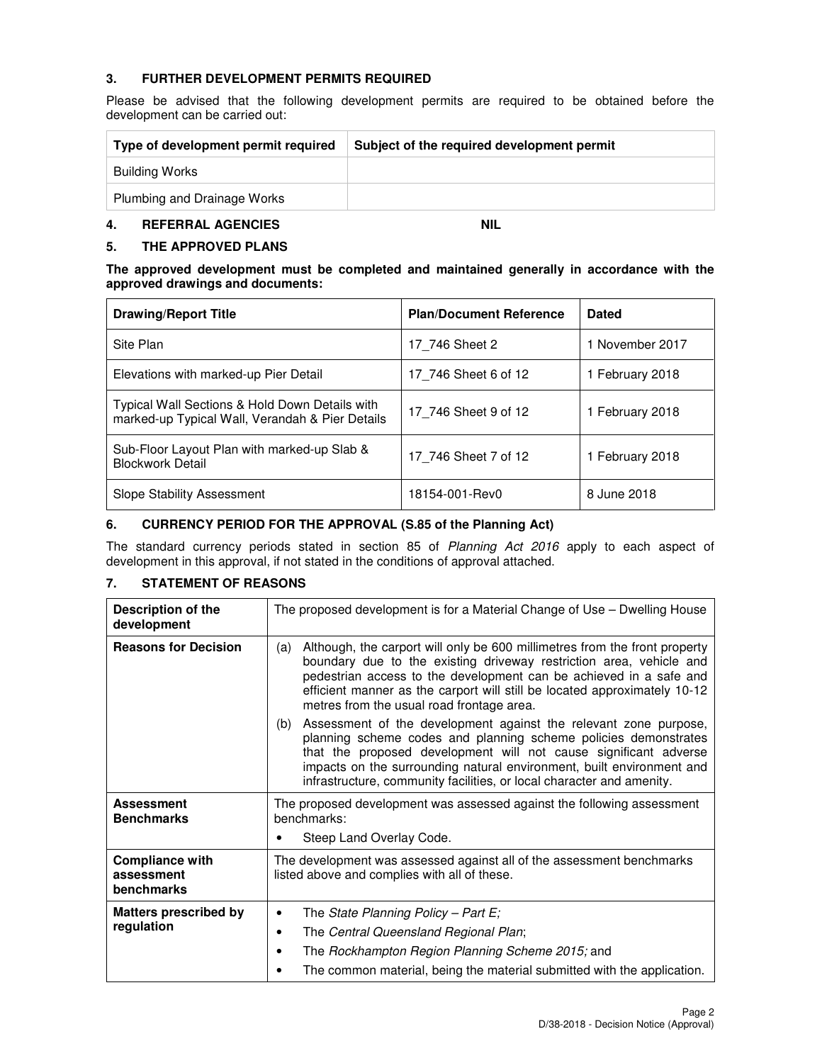## 3. FURTHER DEVELOPMENT PERMITS REQUIRED

Please be advised that the following development permits are required to be obtained before the development can be carried out:

| Type of development permit required | Subject of the required development permit |
|---|---|
| Building Works | |
| Plumbing and Drainage Works | |

## 4. REFERRAL AGENCIES NIL

## 5. THE APPROVED PLANS

**The approved development must be completed and maintained generally in accordance with the approved drawings and documents:**

| Drawing/Report Title | Plan/Document Reference | Dated |
|---|---|---|
| Site Plan | 17_746 Sheet 2 | 1 November 2017 |
| Elevations with marked-up Pier Detail | 17_746 Sheet 6 of 12 | 1 February 2018 |
| Typical Wall Sections & Hold Down Details with marked-up Typical Wall, Verandah & Pier Details | 17_746 Sheet 9 of 12 | 1 February 2018 |
| Sub-Floor Layout Plan with marked-up Slab & Blockwork Detail | 17_746 Sheet 7 of 12 | 1 February 2018 |
| Slope Stability Assessment | 18154-001-Rev0 | 8 June 2018 |

## 6. CURRENCY PERIOD FOR THE APPROVAL (S.85 of the Planning Act)

The standard currency periods stated in section 85 of *Planning Act 2016* apply to each aspect of development in this approval, if not stated in the conditions of approval attached.

## 7. STATEMENT OF REASONS

| | |
|---|---|
| **Description of the development** | The proposed development is for a Material Change of Use – Dwelling House |
| **Reasons for Decision** | (a) Although, the carport will only be 600 millimetres from the front property boundary due to the existing driveway restriction area, vehicle and pedestrian access to the development can be achieved in a safe and efficient manner as the carport will still be located approximately 10-12 metres from the usual road frontage area.<br>(b) Assessment of the development against the relevant zone purpose, planning scheme codes and planning scheme policies demonstrates that the proposed development will not cause significant adverse impacts on the surrounding natural environment, built environment and infrastructure, community facilities, or local character and amenity. |
| **Assessment Benchmarks** | The proposed development was assessed against the following assessment benchmarks:<br>• Steep Land Overlay Code. |
| **Compliance with assessment benchmarks** | The development was assessed against all of the assessment benchmarks listed above and complies with all of these. |
| **Matters prescribed by regulation** | • The *State Planning Policy – Part E;*<br>• The *Central Queensland Regional Plan*;<br>• The *Rockhampton Region Planning Scheme 2015;* and<br>• The common material, being the material submitted with the application. |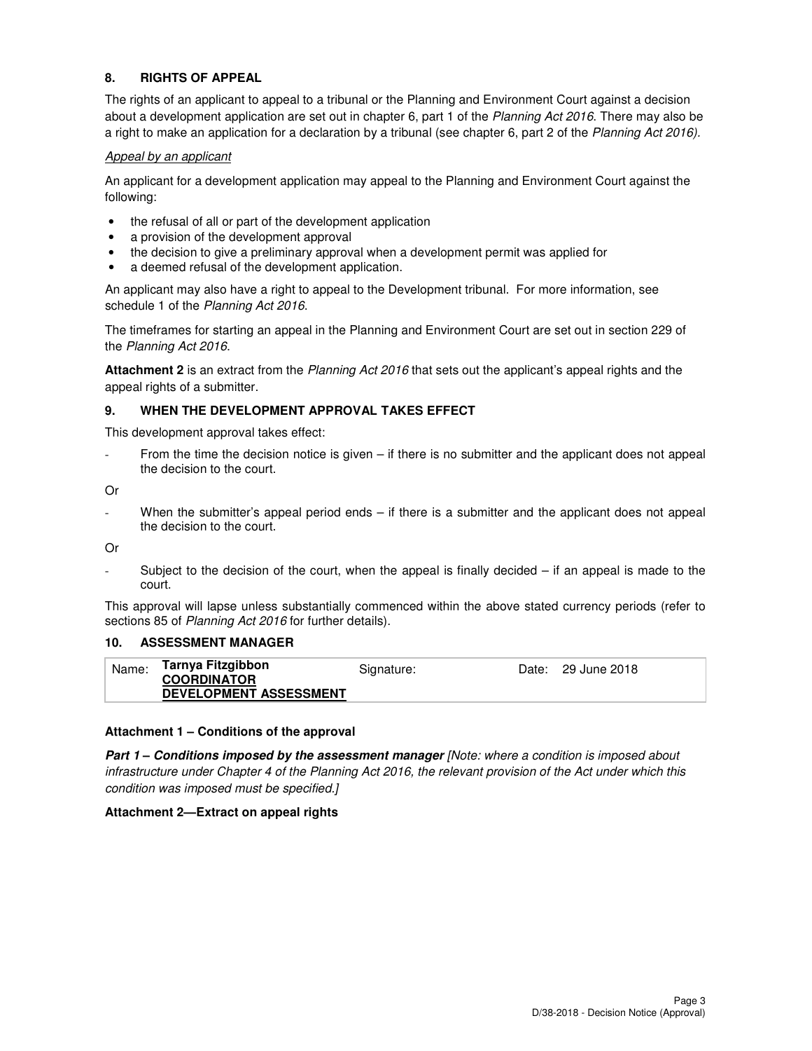## 8. RIGHTS OF APPEAL

The rights of an applicant to appeal to a tribunal or the Planning and Environment Court against a decision about a development application are set out in chapter 6, part 1 of the *Planning Act 2016*. There may also be a right to make an application for a declaration by a tribunal (see chapter 6, part 2 of the *Planning Act 2016).*

*Appeal by an applicant*

An applicant for a development application may appeal to the Planning and Environment Court against the following:

- the refusal of all or part of the development application
- a provision of the development approval
- the decision to give a preliminary approval when a development permit was applied for
- a deemed refusal of the development application.

An applicant may also have a right to appeal to the Development tribunal. For more information, see schedule 1 of the *Planning Act 2016*.

The timeframes for starting an appeal in the Planning and Environment Court are set out in section 229 of the *Planning Act 2016*.

**Attachment 2** is an extract from the *Planning Act 2016* that sets out the applicant's appeal rights and the appeal rights of a submitter.

## 9. WHEN THE DEVELOPMENT APPROVAL TAKES EFFECT

This development approval takes effect:

- From the time the decision notice is given – if there is no submitter and the applicant does not appeal the decision to the court.

Or

- When the submitter's appeal period ends – if there is a submitter and the applicant does not appeal the decision to the court.

Or

- Subject to the decision of the court, when the appeal is finally decided – if an appeal is made to the court.

This approval will lapse unless substantially commenced within the above stated currency periods (refer to sections 85 of *Planning Act 2016* for further details).

## 10. ASSESSMENT MANAGER

| Name: | Tarnya Fitzgibbon COORDINATOR DEVELOPMENT ASSESSMENT | Signature: | | Date: | 29 June 2018 |
|---|---|---|---|---|---|

**Attachment 1 – Conditions of the approval**

***Part 1 – Conditions imposed by the assessment manager*** *[Note: where a condition is imposed about infrastructure under Chapter 4 of the Planning Act 2016, the relevant provision of the Act under which this condition was imposed must be specified.]*

**Attachment 2—Extract on appeal rights**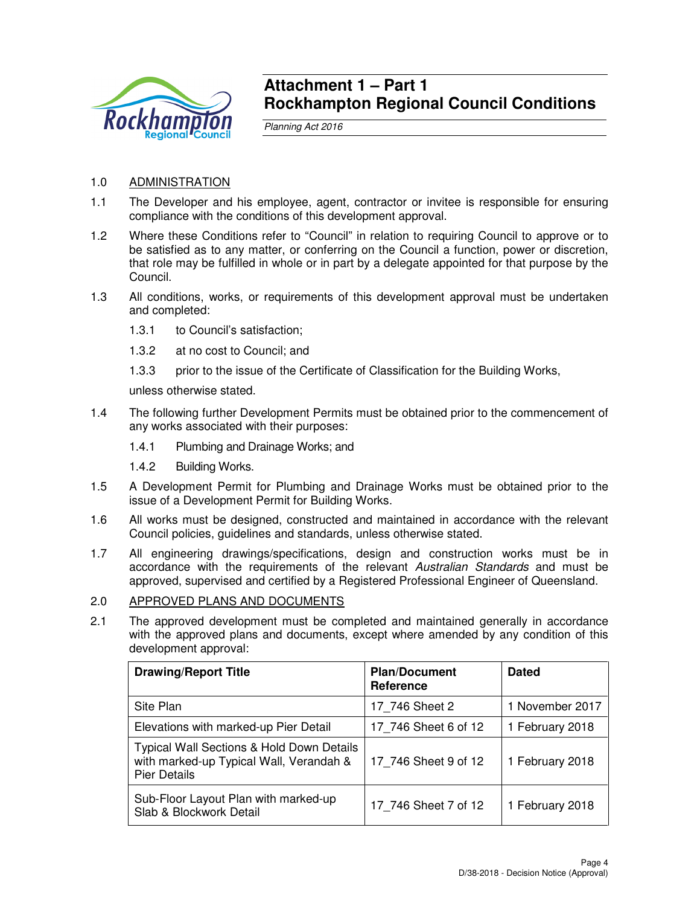# Attachment 1 – Part 1
# Rockhampton Regional Council Conditions

*Planning Act 2016*

1.0 ADMINISTRATION

1.1 The Developer and his employee, agent, contractor or invitee is responsible for ensuring compliance with the conditions of this development approval.

1.2 Where these Conditions refer to "Council" in relation to requiring Council to approve or to be satisfied as to any matter, or conferring on the Council a function, power or discretion, that role may be fulfilled in whole or in part by a delegate appointed for that purpose by the Council.

1.3 All conditions, works, or requirements of this development approval must be undertaken and completed:

- 1.3.1 to Council's satisfaction;
- 1.3.2 at no cost to Council; and
- 1.3.3 prior to the issue of the Certificate of Classification for the Building Works,

unless otherwise stated.

1.4 The following further Development Permits must be obtained prior to the commencement of any works associated with their purposes:

- 1.4.1 Plumbing and Drainage Works; and
- 1.4.2 Building Works.

1.5 A Development Permit for Plumbing and Drainage Works must be obtained prior to the issue of a Development Permit for Building Works.

1.6 All works must be designed, constructed and maintained in accordance with the relevant Council policies, guidelines and standards, unless otherwise stated.

1.7 All engineering drawings/specifications, design and construction works must be in accordance with the requirements of the relevant *Australian Standards* and must be approved, supervised and certified by a Registered Professional Engineer of Queensland.

2.0 APPROVED PLANS AND DOCUMENTS

2.1 The approved development must be completed and maintained generally in accordance with the approved plans and documents, except where amended by any condition of this development approval:

| Drawing/Report Title | Plan/Document Reference | Dated |
|---|---|---|
| Site Plan | 17_746 Sheet 2 | 1 November 2017 |
| Elevations with marked-up Pier Detail | 17_746 Sheet 6 of 12 | 1 February 2018 |
| Typical Wall Sections & Hold Down Details with marked-up Typical Wall, Verandah & Pier Details | 17_746 Sheet 9 of 12 | 1 February 2018 |
| Sub-Floor Layout Plan with marked-up Slab & Blockwork Detail | 17_746 Sheet 7 of 12 | 1 February 2018 |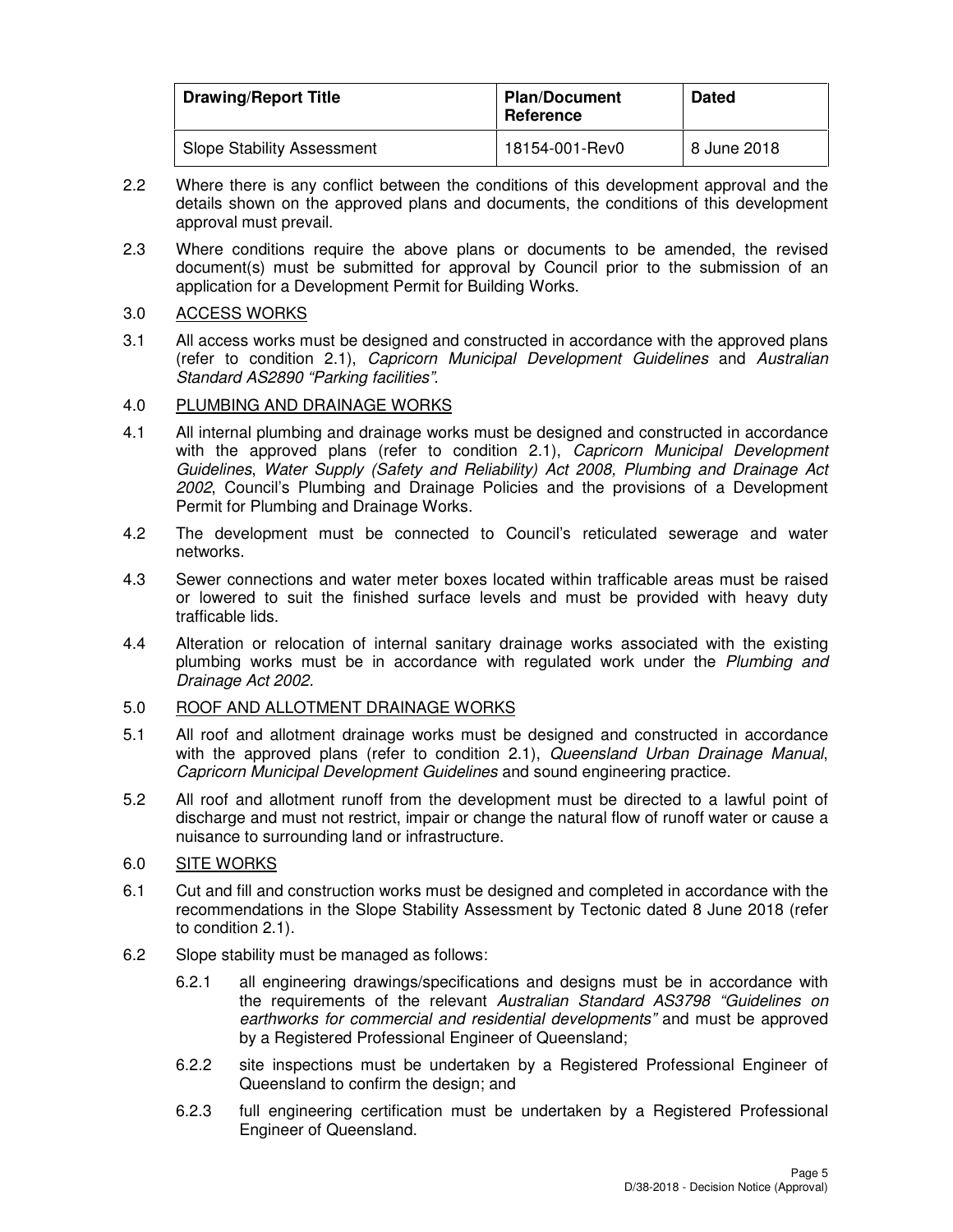| Drawing/Report Title | Plan/Document Reference | Dated |
|---|---|---|
| Slope Stability Assessment | 18154-001-Rev0 | 8 June 2018 |

2.2 Where there is any conflict between the conditions of this development approval and the details shown on the approved plans and documents, the conditions of this development approval must prevail.

2.3 Where conditions require the above plans or documents to be amended, the revised document(s) must be submitted for approval by Council prior to the submission of an application for a Development Permit for Building Works.

3.0 ACCESS WORKS

3.1 All access works must be designed and constructed in accordance with the approved plans (refer to condition 2.1), *Capricorn Municipal Development Guidelines* and *Australian Standard AS2890 "Parking facilities"*.

4.0 PLUMBING AND DRAINAGE WORKS

4.1 All internal plumbing and drainage works must be designed and constructed in accordance with the approved plans (refer to condition 2.1), *Capricorn Municipal Development Guidelines*, *Water Supply (Safety and Reliability) Act 2008, Plumbing and Drainage Act 2002*, Council's Plumbing and Drainage Policies and the provisions of a Development Permit for Plumbing and Drainage Works.

4.2 The development must be connected to Council's reticulated sewerage and water networks.

4.3 Sewer connections and water meter boxes located within trafficable areas must be raised or lowered to suit the finished surface levels and must be provided with heavy duty trafficable lids.

4.4 Alteration or relocation of internal sanitary drainage works associated with the existing plumbing works must be in accordance with regulated work under the *Plumbing and Drainage Act 2002.*

5.0 ROOF AND ALLOTMENT DRAINAGE WORKS

5.1 All roof and allotment drainage works must be designed and constructed in accordance with the approved plans (refer to condition 2.1), *Queensland Urban Drainage Manual*, *Capricorn Municipal Development Guidelines* and sound engineering practice.

5.2 All roof and allotment runoff from the development must be directed to a lawful point of discharge and must not restrict, impair or change the natural flow of runoff water or cause a nuisance to surrounding land or infrastructure.

6.0 SITE WORKS

6.1 Cut and fill and construction works must be designed and completed in accordance with the recommendations in the Slope Stability Assessment by Tectonic dated 8 June 2018 (refer to condition 2.1).

6.2 Slope stability must be managed as follows:

6.2.1 all engineering drawings/specifications and designs must be in accordance with the requirements of the relevant *Australian Standard AS3798 "Guidelines on earthworks for commercial and residential developments"* and must be approved by a Registered Professional Engineer of Queensland;

6.2.2 site inspections must be undertaken by a Registered Professional Engineer of Queensland to confirm the design; and

6.2.3 full engineering certification must be undertaken by a Registered Professional Engineer of Queensland.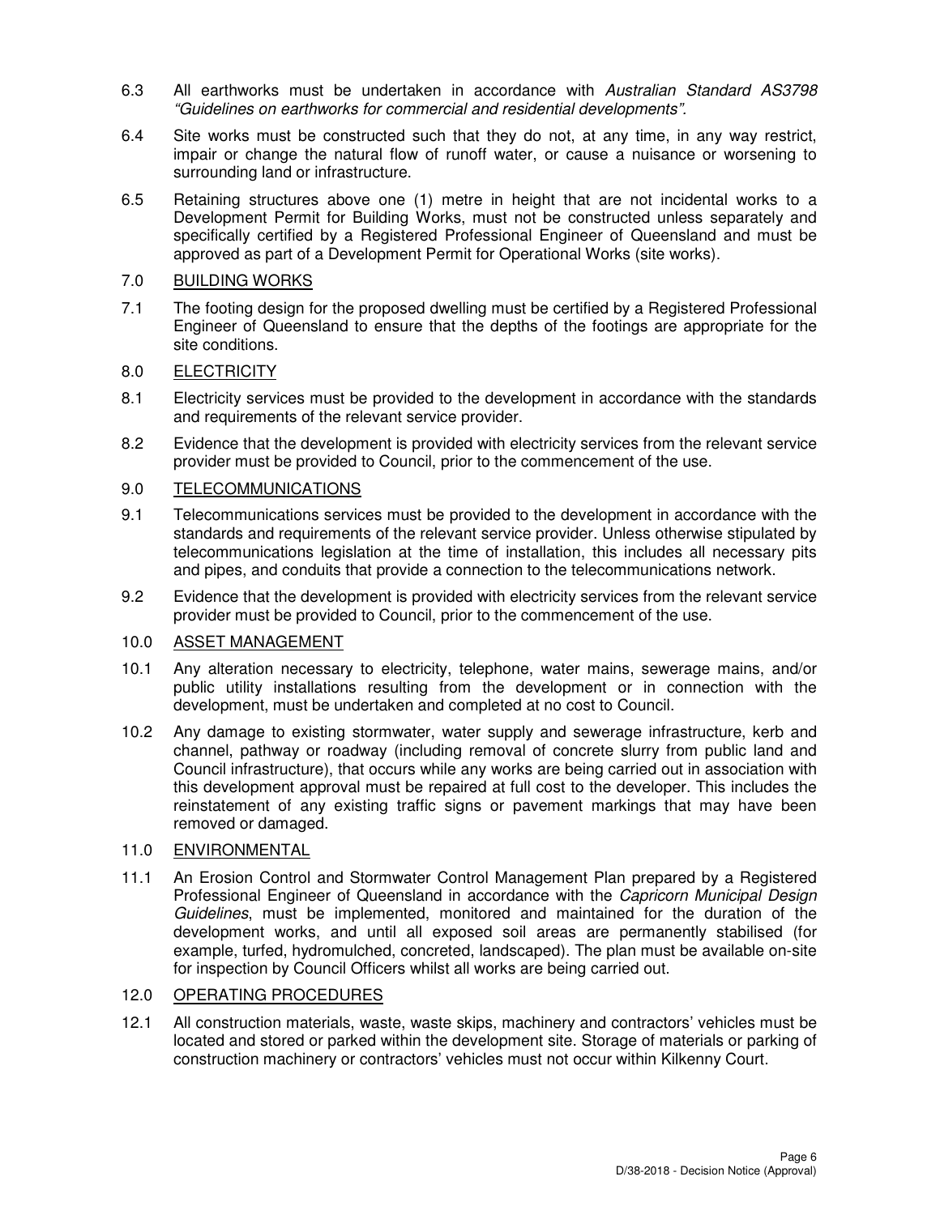6.3 All earthworks must be undertaken in accordance with *Australian Standard AS3798 "Guidelines on earthworks for commercial and residential developments".*

6.4 Site works must be constructed such that they do not, at any time, in any way restrict, impair or change the natural flow of runoff water, or cause a nuisance or worsening to surrounding land or infrastructure.

6.5 Retaining structures above one (1) metre in height that are not incidental works to a Development Permit for Building Works, must not be constructed unless separately and specifically certified by a Registered Professional Engineer of Queensland and must be approved as part of a Development Permit for Operational Works (site works).

7.0 <u>BUILDING WORKS</u>

7.1 The footing design for the proposed dwelling must be certified by a Registered Professional Engineer of Queensland to ensure that the depths of the footings are appropriate for the site conditions.

8.0 <u>ELECTRICITY</u>

8.1 Electricity services must be provided to the development in accordance with the standards and requirements of the relevant service provider.

8.2 Evidence that the development is provided with electricity services from the relevant service provider must be provided to Council, prior to the commencement of the use.

9.0 <u>TELECOMMUNICATIONS</u>

9.1 Telecommunications services must be provided to the development in accordance with the standards and requirements of the relevant service provider. Unless otherwise stipulated by telecommunications legislation at the time of installation, this includes all necessary pits and pipes, and conduits that provide a connection to the telecommunications network.

9.2 Evidence that the development is provided with electricity services from the relevant service provider must be provided to Council, prior to the commencement of the use.

10.0 <u>ASSET MANAGEMENT</u>

10.1 Any alteration necessary to electricity, telephone, water mains, sewerage mains, and/or public utility installations resulting from the development or in connection with the development, must be undertaken and completed at no cost to Council.

10.2 Any damage to existing stormwater, water supply and sewerage infrastructure, kerb and channel, pathway or roadway (including removal of concrete slurry from public land and Council infrastructure), that occurs while any works are being carried out in association with this development approval must be repaired at full cost to the developer. This includes the reinstatement of any existing traffic signs or pavement markings that may have been removed or damaged.

11.0 <u>ENVIRONMENTAL</u>

11.1 An Erosion Control and Stormwater Control Management Plan prepared by a Registered Professional Engineer of Queensland in accordance with the *Capricorn Municipal Design Guidelines*, must be implemented, monitored and maintained for the duration of the development works, and until all exposed soil areas are permanently stabilised (for example, turfed, hydromulched, concreted, landscaped). The plan must be available on-site for inspection by Council Officers whilst all works are being carried out.

12.0 <u>OPERATING PROCEDURES</u>

12.1 All construction materials, waste, waste skips, machinery and contractors' vehicles must be located and stored or parked within the development site. Storage of materials or parking of construction machinery or contractors' vehicles must not occur within Kilkenny Court.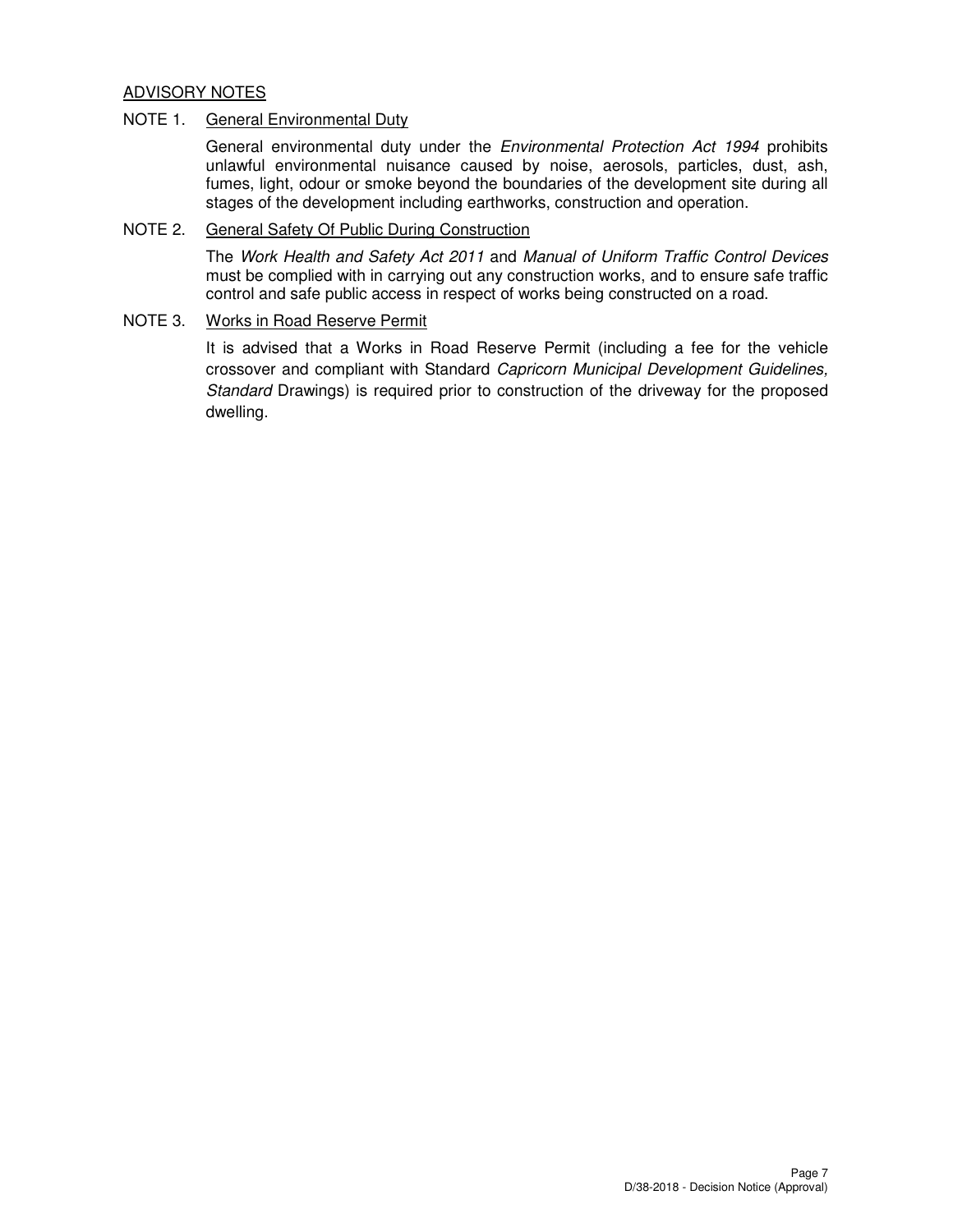## ADVISORY NOTES

NOTE 1. General Environmental Duty

General environmental duty under the *Environmental Protection Act 1994* prohibits unlawful environmental nuisance caused by noise, aerosols, particles, dust, ash, fumes, light, odour or smoke beyond the boundaries of the development site during all stages of the development including earthworks, construction and operation.

NOTE 2. General Safety Of Public During Construction

The *Work Health and Safety Act 2011* and *Manual of Uniform Traffic Control Devices* must be complied with in carrying out any construction works, and to ensure safe traffic control and safe public access in respect of works being constructed on a road.

NOTE 3. Works in Road Reserve Permit

It is advised that a Works in Road Reserve Permit (including a fee for the vehicle crossover and compliant with Standard *Capricorn Municipal Development Guidelines, Standard* Drawings) is required prior to construction of the driveway for the proposed dwelling.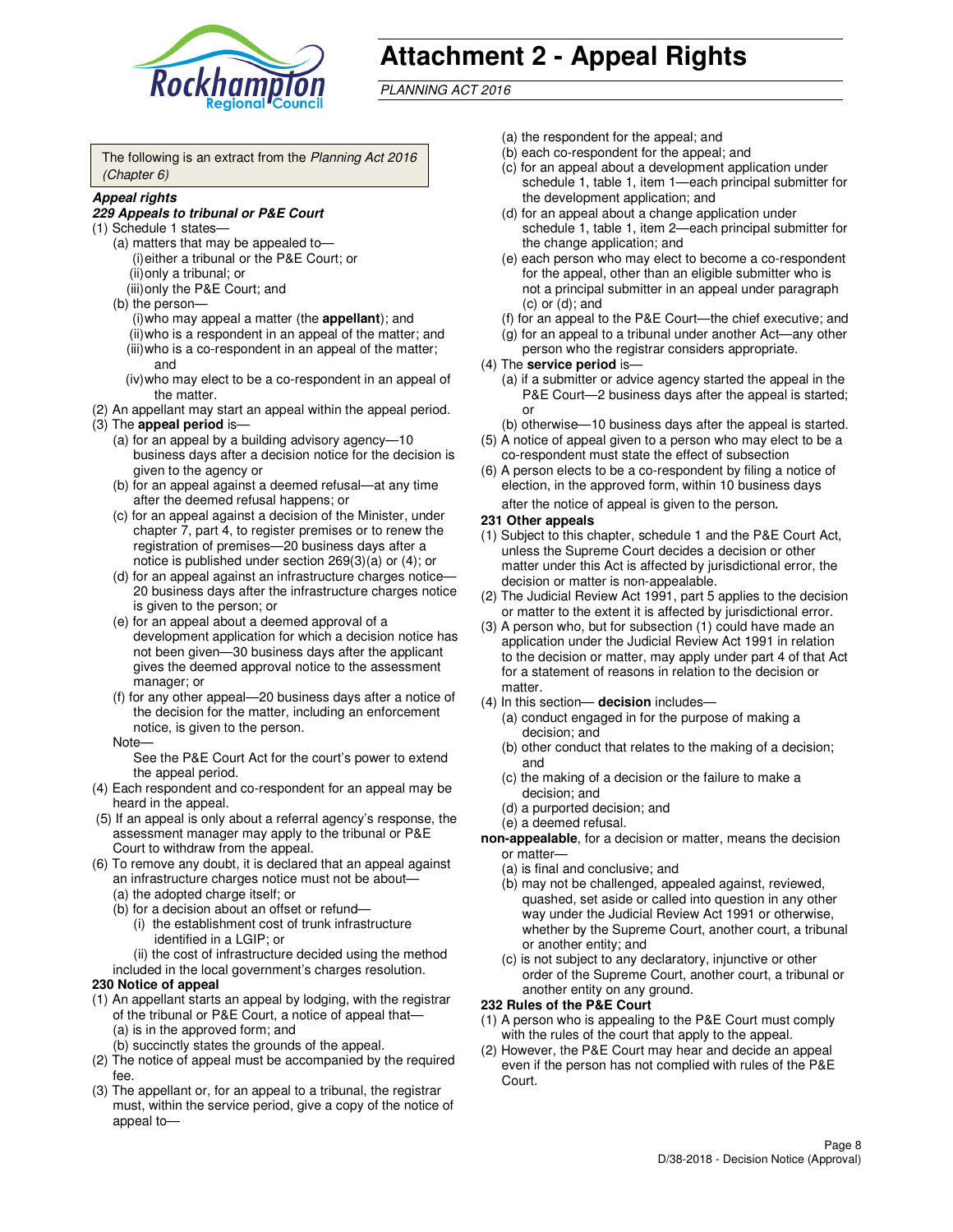# Attachment 2 - Appeal Rights

*PLANNING ACT 2016*

The following is an extract from the *Planning Act 2016 (Chapter 6)*

***Appeal rights***

***229 Appeals to tribunal or P&E Court***

(1) Schedule 1 states—

(a) matters that may be appealed to—

(i) either a tribunal or the P&E Court; or

(ii) only a tribunal; or

(iii) only the P&E Court; and

(b) the person—

(i) who may appeal a matter (the **appellant**); and

(ii) who is a respondent in an appeal of the matter; and

(iii) who is a co-respondent in an appeal of the matter; and

(iv) who may elect to be a co-respondent in an appeal of the matter.

(2) An appellant may start an appeal within the appeal period.

(3) The **appeal period** is—

(a) for an appeal by a building advisory agency—10 business days after a decision notice for the decision is given to the agency or

(b) for an appeal against a deemed refusal—at any time after the deemed refusal happens; or

(c) for an appeal against a decision of the Minister, under chapter 7, part 4, to register premises or to renew the registration of premises—20 business days after a notice is published under section 269(3)(a) or (4); or

(d) for an appeal against an infrastructure charges notice—20 business days after the infrastructure charges notice is given to the person; or

(e) for an appeal about a deemed approval of a development application for which a decision notice has not been given—30 business days after the applicant gives the deemed approval notice to the assessment manager; or

(f) for any other appeal—20 business days after a notice of the decision for the matter, including an enforcement notice, is given to the person.

Note—

See the P&E Court Act for the court's power to extend the appeal period.

(4) Each respondent and co-respondent for an appeal may be heard in the appeal.

(5) If an appeal is only about a referral agency's response, the assessment manager may apply to the tribunal or P&E Court to withdraw from the appeal.

(6) To remove any doubt, it is declared that an appeal against an infrastructure charges notice must not be about—

(a) the adopted charge itself; or

(b) for a decision about an offset or refund—

(i) the establishment cost of trunk infrastructure identified in a LGIP; or

(ii) the cost of infrastructure decided using the method included in the local government's charges resolution.

**230 Notice of appeal**

(1) An appellant starts an appeal by lodging, with the registrar of the tribunal or P&E Court, a notice of appeal that—

(a) is in the approved form; and

(b) succinctly states the grounds of the appeal.

(2) The notice of appeal must be accompanied by the required fee.

(3) The appellant or, for an appeal to a tribunal, the registrar must, within the service period, give a copy of the notice of appeal to—

(a) the respondent for the appeal; and

(b) each co-respondent for the appeal; and

(c) for an appeal about a development application under schedule 1, table 1, item 1—each principal submitter for the development application; and

(d) for an appeal about a change application under schedule 1, table 1, item 2—each principal submitter for the change application; and

(e) each person who may elect to become a co-respondent for the appeal, other than an eligible submitter who is not a principal submitter in an appeal under paragraph (c) or (d); and

(f) for an appeal to the P&E Court—the chief executive; and

(g) for an appeal to a tribunal under another Act—any other person who the registrar considers appropriate.

(4) The **service period** is—

(a) if a submitter or advice agency started the appeal in the P&E Court—2 business days after the appeal is started; or

(b) otherwise—10 business days after the appeal is started.

(5) A notice of appeal given to a person who may elect to be a co-respondent must state the effect of subsection

(6) A person elects to be a co-respondent by filing a notice of election, in the approved form, within 10 business days after the notice of appeal is given to the person.

**231 Other appeals**

(1) Subject to this chapter, schedule 1 and the P&E Court Act, unless the Supreme Court decides a decision or other matter under this Act is affected by jurisdictional error, the decision or matter is non-appealable.

(2) The Judicial Review Act 1991, part 5 applies to the decision or matter to the extent it is affected by jurisdictional error.

(3) A person who, but for subsection (1) could have made an application under the Judicial Review Act 1991 in relation to the decision or matter, may apply under part 4 of that Act for a statement of reasons in relation to the decision or matter.

(4) In this section— **decision** includes—

(a) conduct engaged in for the purpose of making a decision; and

(b) other conduct that relates to the making of a decision; and

(c) the making of a decision or the failure to make a decision; and

(d) a purported decision; and

(e) a deemed refusal.

**non-appealable**, for a decision or matter, means the decision or matter—

(a) is final and conclusive; and

(b) may not be challenged, appealed against, reviewed, quashed, set aside or called into question in any other way under the Judicial Review Act 1991 or otherwise, whether by the Supreme Court, another court, a tribunal or another entity; and

(c) is not subject to any declaratory, injunctive or other order of the Supreme Court, another court, a tribunal or another entity on any ground.

**232 Rules of the P&E Court**

(1) A person who is appealing to the P&E Court must comply with the rules of the court that apply to the appeal.

(2) However, the P&E Court may hear and decide an appeal even if the person has not complied with rules of the P&E Court.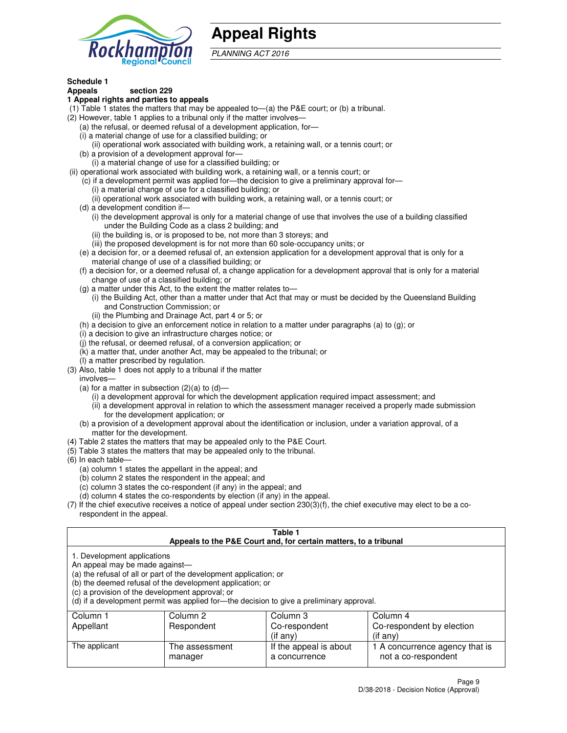# Appeal Rights

*PLANNING ACT 2016*

**Schedule 1**
**Appeals section 229**
**1 Appeal rights and parties to appeals**

(1) Table 1 states the matters that may be appealed to—(a) the P&E court; or (b) a tribunal.
(2) However, table 1 applies to a tribunal only if the matter involves—
   (a) the refusal, or deemed refusal of a development application, for—
   (i) a material change of use for a classified building; or
      (ii) operational work associated with building work, a retaining wall, or a tennis court; or
   (b) a provision of a development approval for—
      (i) a material change of use for a classified building; or
 (ii) operational work associated with building work, a retaining wall, or a tennis court; or
   (c) if a development permit was applied for—the decision to give a preliminary approval for—
      (i) a material change of use for a classified building; or
      (ii) operational work associated with building work, a retaining wall, or a tennis court; or
   (d) a development condition if—
      (i) the development approval is only for a material change of use that involves the use of a building classified under the Building Code as a class 2 building; and
      (ii) the building is, or is proposed to be, not more than 3 storeys; and
      (iii) the proposed development is for not more than 60 sole-occupancy units; or
   (e) a decision for, or a deemed refusal of, an extension application for a development approval that is only for a material change of use of a classified building; or
   (f) a decision for, or a deemed refusal of, a change application for a development approval that is only for a material change of use of a classified building; or
   (g) a matter under this Act, to the extent the matter relates to—
      (i) the Building Act, other than a matter under that Act that may or must be decided by the Queensland Building and Construction Commission; or
      (ii) the Plumbing and Drainage Act, part 4 or 5; or
   (h) a decision to give an enforcement notice in relation to a matter under paragraphs (a) to (g); or
   (i) a decision to give an infrastructure charges notice; or
   (j) the refusal, or deemed refusal, of a conversion application; or
   (k) a matter that, under another Act, may be appealed to the tribunal; or
   (l) a matter prescribed by regulation.
(3) Also, table 1 does not apply to a tribunal if the matter involves—
   (a) for a matter in subsection (2)(a) to (d)—
      (i) a development approval for which the development application required impact assessment; and
      (ii) a development approval in relation to which the assessment manager received a properly made submission for the development application; or
   (b) a provision of a development approval about the identification or inclusion, under a variation approval, of a matter for the development.
(4) Table 2 states the matters that may be appealed only to the P&E Court.
(5) Table 3 states the matters that may be appealed only to the tribunal.
(6) In each table—
   (a) column 1 states the appellant in the appeal; and
   (b) column 2 states the respondent in the appeal; and
   (c) column 3 states the co-respondent (if any) in the appeal; and
   (d) column 4 states the co-respondents by election (if any) in the appeal.
(7) If the chief executive receives a notice of appeal under section 230(3)(f), the chief executive may elect to be a co-respondent in the appeal.

**Table 1**
**Appeals to the P&E Court and, for certain matters, to a tribunal**

1. Development applications
An appeal may be made against—
(a) the refusal of all or part of the development application; or
(b) the deemed refusal of the development application; or
(c) a provision of the development approval; or
(d) if a development permit was applied for—the decision to give a preliminary approval.

| Column 1<br>Appellant | Column 2<br>Respondent | Column 3<br>Co-respondent<br>(if any) | Column 4<br>Co-respondent by election<br>(if any) |
|---|---|---|---|
| The applicant | The assessment manager | If the appeal is about a concurrence | 1 A concurrence agency that is not a co-respondent |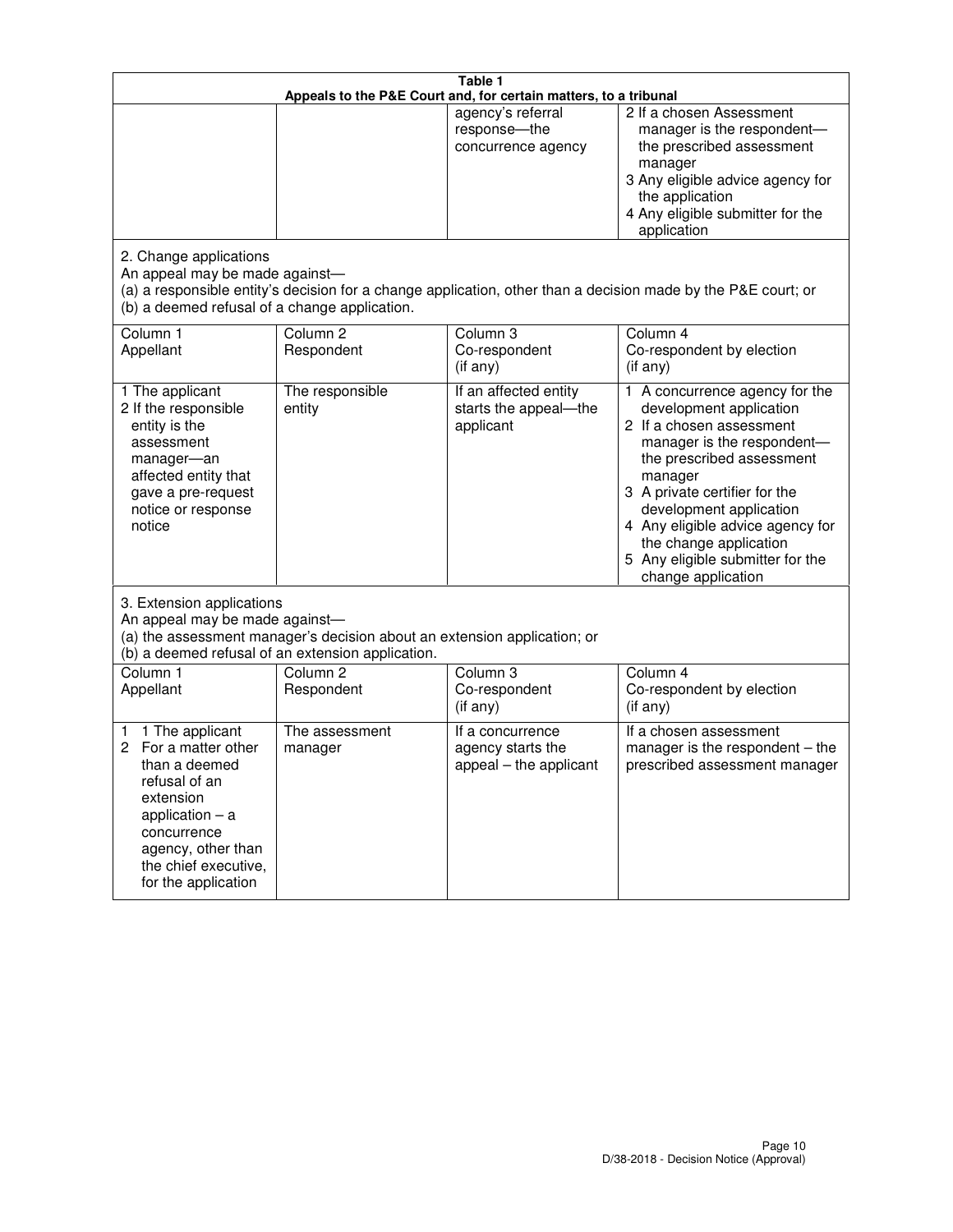**Table 1**
**Appeals to the P&E Court and, for certain matters, to a tribunal**

| | | | |
|---|---|---|---|
| | | agency's referral response—the concurrence agency | 2 If a chosen Assessment manager is the respondent—the prescribed assessment manager<br>3 Any eligible advice agency for the application<br>4 Any eligible submitter for the application |

2. Change applications
An appeal may be made against—
(a) a responsible entity's decision for a change application, other than a decision made by the P&E court; or
(b) a deemed refusal of a change application.

| Column 1<br>Appellant | Column 2<br>Respondent | Column 3<br>Co-respondent<br>(if any) | Column 4<br>Co-respondent by election<br>(if any) |
|---|---|---|---|
| 1 The applicant<br>2 If the responsible entity is the assessment manager—an affected entity that gave a pre-request notice or response notice | The responsible entity | If an affected entity starts the appeal—the applicant | 1 A concurrence agency for the development application<br>2 If a chosen assessment manager is the respondent—the prescribed assessment manager<br>3 A private certifier for the development application<br>4 Any eligible advice agency for the change application<br>5 Any eligible submitter for the change application |

3. Extension applications
An appeal may be made against—
(a) the assessment manager's decision about an extension application; or
(b) a deemed refusal of an extension application.

| Column 1<br>Appellant | Column 2<br>Respondent | Column 3<br>Co-respondent<br>(if any) | Column 4<br>Co-respondent by election<br>(if any) |
|---|---|---|---|
| 1 The applicant<br>2 For a matter other than a deemed refusal of an extension application – a concurrence agency, other than the chief executive, for the application | The assessment manager | If a concurrence agency starts the appeal – the applicant | If a chosen assessment manager is the respondent – the prescribed assessment manager |

D/38-2018 - Decision Notice (Approval)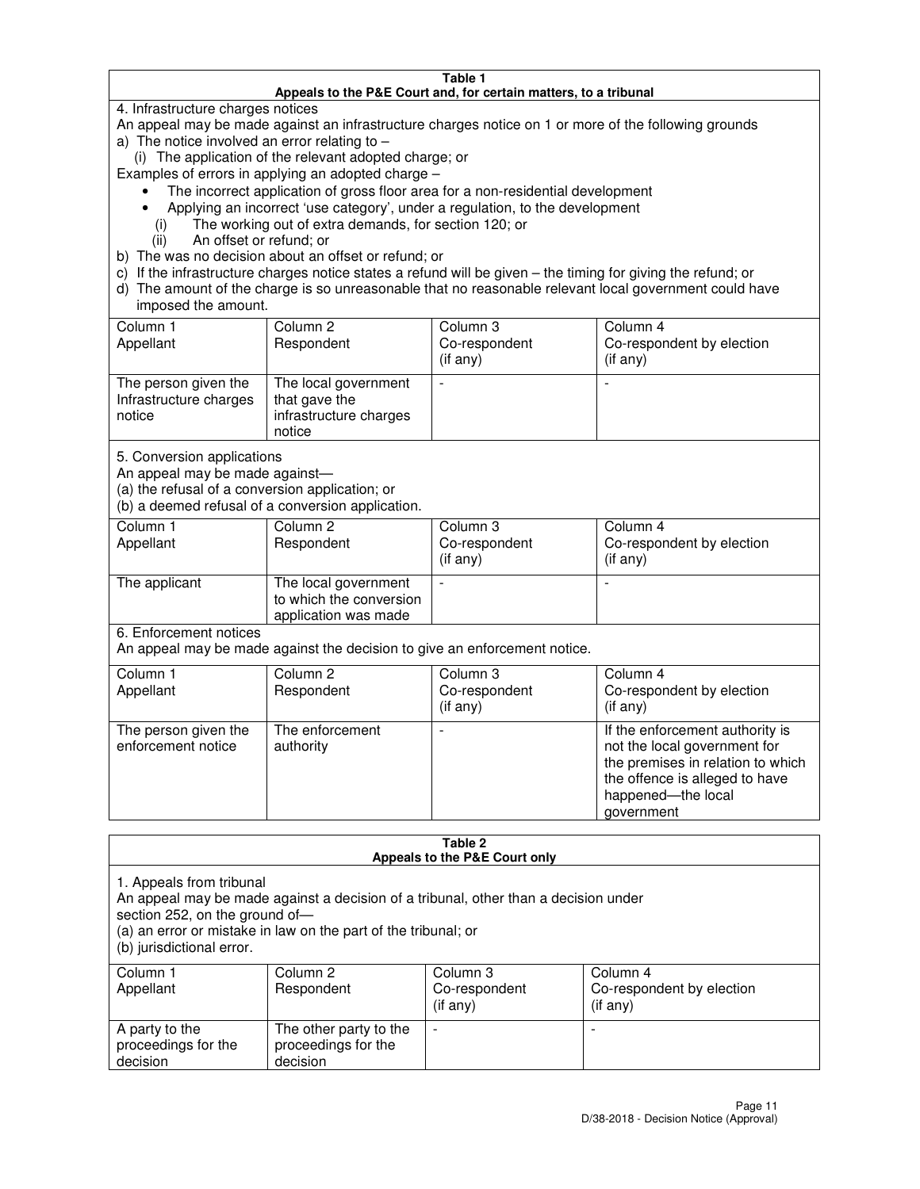**Table 1**
**Appeals to the P&E Court and, for certain matters, to a tribunal**

4. Infrastructure charges notices

An appeal may be made against an infrastructure charges notice on 1 or more of the following grounds

a) The notice involved an error relating to –
   (i) The application of the relevant adopted charge; or

Examples of errors in applying an adopted charge –

- The incorrect application of gross floor area for a non-residential development
- Applying an incorrect 'use category', under a regulation, to the development

   (i) The working out of extra demands, for section 120; or
   (ii) An offset or refund; or

b) The was no decision about an offset or refund; or
c) If the infrastructure charges notice states a refund will be given – the timing for giving the refund; or
d) The amount of the charge is so unreasonable that no reasonable relevant local government could have imposed the amount.

| Column 1 Appellant | Column 2 Respondent | Column 3 Co-respondent (if any) | Column 4 Co-respondent by election (if any) |
|---|---|---|---|
| The person given the Infrastructure charges notice | The local government that gave the infrastructure charges notice | - | - |

5. Conversion applications

An appeal may be made against—
(a) the refusal of a conversion application; or
(b) a deemed refusal of a conversion application.

| Column 1 Appellant | Column 2 Respondent | Column 3 Co-respondent (if any) | Column 4 Co-respondent by election (if any) |
|---|---|---|---|
| The applicant | The local government to which the conversion application was made | - | - |

6. Enforcement notices

An appeal may be made against the decision to give an enforcement notice.

| Column 1 Appellant | Column 2 Respondent | Column 3 Co-respondent (if any) | Column 4 Co-respondent by election (if any) |
|---|---|---|---|
| The person given the enforcement notice | The enforcement authority | - | If the enforcement authority is not the local government for the premises in relation to which the offence is alleged to have happened—the local government |

**Table 2**
**Appeals to the P&E Court only**

1. Appeals from tribunal

An appeal may be made against a decision of a tribunal, other than a decision under section 252, on the ground of—
(a) an error or mistake in law on the part of the tribunal; or
(b) jurisdictional error.

| Column 1 Appellant | Column 2 Respondent | Column 3 Co-respondent (if any) | Column 4 Co-respondent by election (if any) |
|---|---|---|---|
| A party to the proceedings for the decision | The other party to the proceedings for the decision | - | - |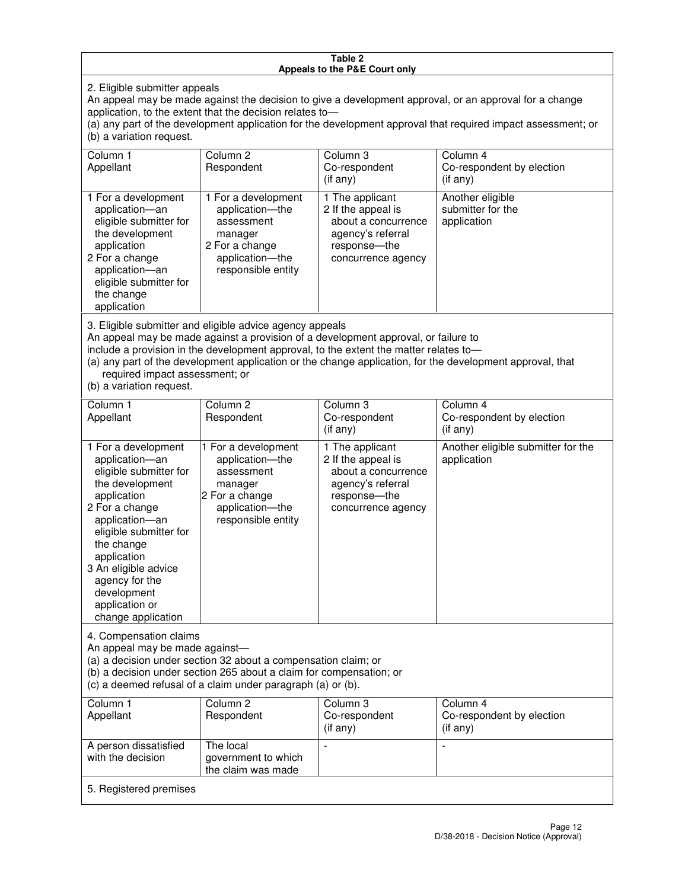**Table 2**
**Appeals to the P&E Court only**

2. Eligible submitter appeals
An appeal may be made against the decision to give a development approval, or an approval for a change application, to the extent that the decision relates to—
(a) any part of the development application for the development approval that required impact assessment; or
(b) a variation request.

| Column 1<br>Appellant | Column 2<br>Respondent | Column 3<br>Co-respondent<br>(if any) | Column 4<br>Co-respondent by election<br>(if any) |
|---|---|---|---|
| 1 For a development application—an eligible submitter for the development application<br>2 For a change application—an eligible submitter for the change application | 1 For a development application—the assessment manager<br>2 For a change application—the responsible entity | 1 The applicant<br>2 If the appeal is about a concurrence agency's referral response—the concurrence agency | Another eligible submitter for the application |

3. Eligible submitter and eligible advice agency appeals
An appeal may be made against a provision of a development approval, or failure to include a provision in the development approval, to the extent the matter relates to—
(a) any part of the development application or the change application, for the development approval, that required impact assessment; or
(b) a variation request.

| Column 1<br>Appellant | Column 2<br>Respondent | Column 3<br>Co-respondent<br>(if any) | Column 4<br>Co-respondent by election<br>(if any) |
|---|---|---|---|
| 1 For a development application—an eligible submitter for the development application<br>2 For a change application—an eligible submitter for the change application<br>3 An eligible advice agency for the development application or change application | 1 For a development application—the assessment manager<br>2 For a change application—the responsible entity | 1 The applicant<br>2 If the appeal is about a concurrence agency's referral response—the concurrence agency | Another eligible submitter for the application |

4. Compensation claims
An appeal may be made against—
(a) a decision under section 32 about a compensation claim; or
(b) a decision under section 265 about a claim for compensation; or
(c) a deemed refusal of a claim under paragraph (a) or (b).

| Column 1<br>Appellant | Column 2<br>Respondent | Column 3<br>Co-respondent<br>(if any) | Column 4<br>Co-respondent by election<br>(if any) |
|---|---|---|---|
| A person dissatisfied with the decision | The local government to which the claim was made | - | - |

5. Registered premises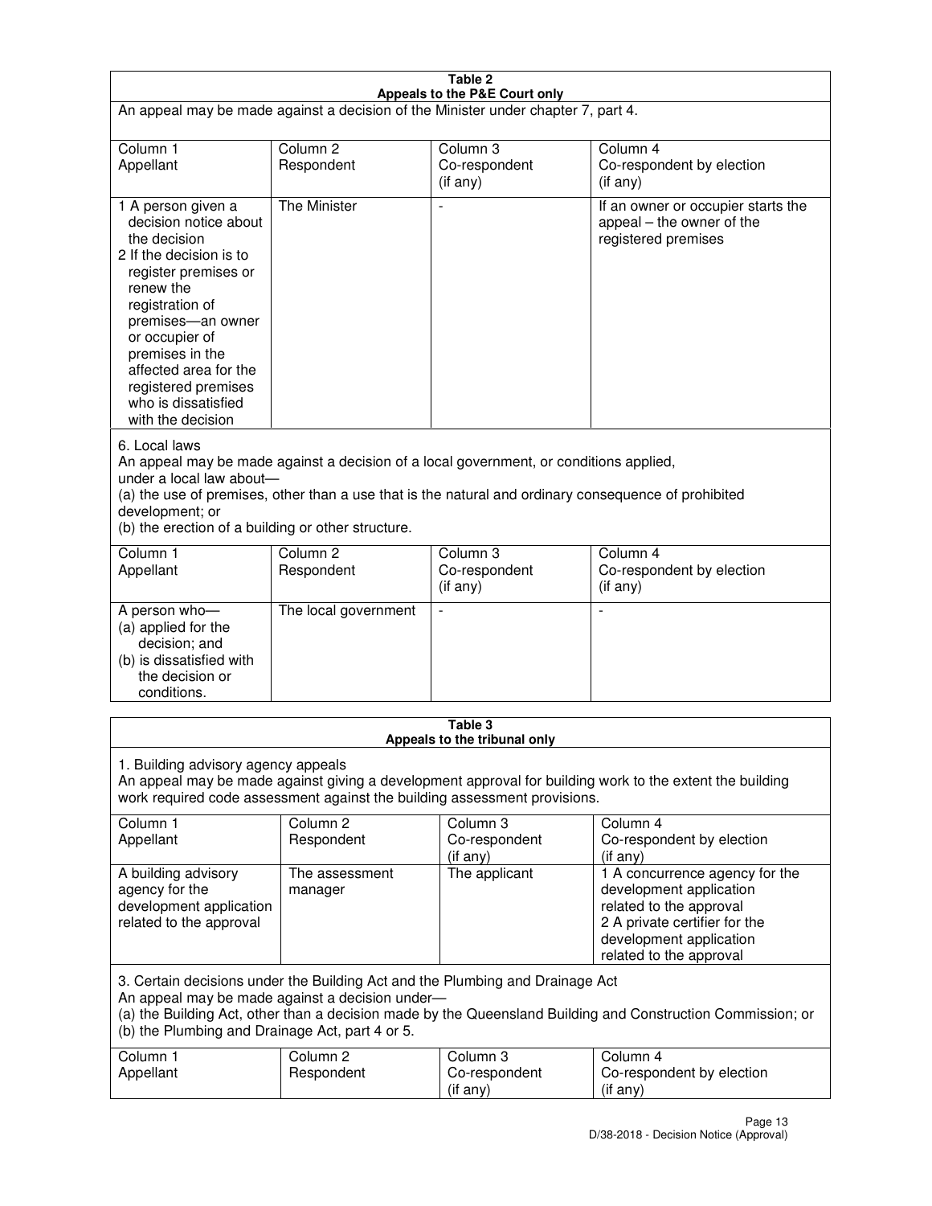**Table 2**
**Appeals to the P&E Court only**

An appeal may be made against a decision of the Minister under chapter 7, part 4.

| Column 1<br>Appellant | Column 2<br>Respondent | Column 3<br>Co-respondent<br>(if any) | Column 4<br>Co-respondent by election<br>(if any) |
|---|---|---|---|
| 1 A person given a decision notice about the decision<br>2 If the decision is to register premises or renew the registration of premises—an owner or occupier of premises in the affected area for the registered premises who is dissatisfied with the decision | The Minister | - | If an owner or occupier starts the appeal – the owner of the registered premises |

6. Local laws
An appeal may be made against a decision of a local government, or conditions applied, under a local law about—
(a) the use of premises, other than a use that is the natural and ordinary consequence of prohibited development; or
(b) the erection of a building or other structure.

| Column 1<br>Appellant | Column 2<br>Respondent | Column 3<br>Co-respondent<br>(if any) | Column 4<br>Co-respondent by election<br>(if any) |
|---|---|---|---|
| A person who—<br>(a) applied for the decision; and<br>(b) is dissatisfied with the decision or conditions. | The local government | - | - |

**Table 3**
**Appeals to the tribunal only**

1. Building advisory agency appeals
An appeal may be made against giving a development approval for building work to the extent the building work required code assessment against the building assessment provisions.

| Column 1<br>Appellant | Column 2<br>Respondent | Column 3<br>Co-respondent<br>(if any) | Column 4<br>Co-respondent by election<br>(if any) |
|---|---|---|---|
| A building advisory agency for the development application related to the approval | The assessment manager | The applicant | 1 A concurrence agency for the development application related to the approval<br>2 A private certifier for the development application related to the approval |

3. Certain decisions under the Building Act and the Plumbing and Drainage Act
An appeal may be made against a decision under—
(a) the Building Act, other than a decision made by the Queensland Building and Construction Commission; or
(b) the Plumbing and Drainage Act, part 4 or 5.

| Column 1<br>Appellant | Column 2<br>Respondent | Column 3<br>Co-respondent<br>(if any) | Column 4<br>Co-respondent by election<br>(if any) |
|---|---|---|---|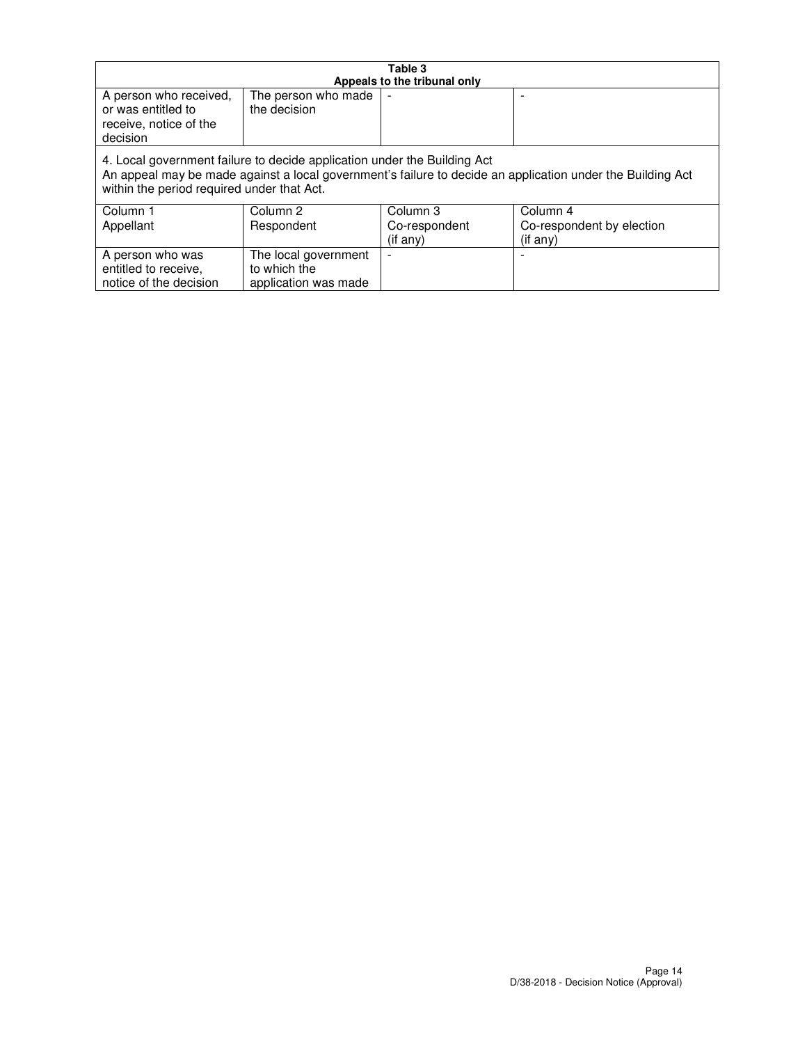| Table 3<br>Appeals to the tribunal only | | | |
|---|---|---|---|
| A person who received, or was entitled to receive, notice of the decision | The person who made the decision | - | - |

4. Local government failure to decide application under the Building Act
An appeal may be made against a local government's failure to decide an application under the Building Act within the period required under that Act.

| Column 1<br>Appellant | Column 2<br>Respondent | Column 3<br>Co-respondent<br>(if any) | Column 4<br>Co-respondent by election<br>(if any) |
|---|---|---|---|
| A person who was entitled to receive, notice of the decision | The local government to which the application was made | - | - |